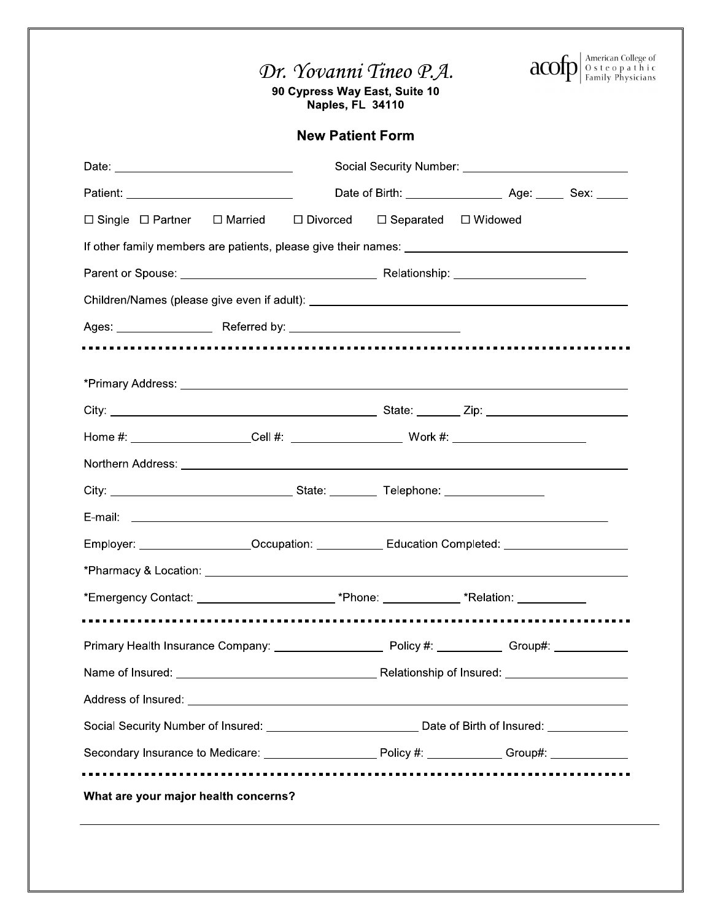# *Dr. Yovanni Tineo P.A.*

acofp | American College of Osteopathic Family Physicians

**90 Cypress Way East, Suite 10**
**Naples, FL 34110**

## New Patient Form

Date: ______________________ Social Security Number: ______________________

Patient: ______________________ Date of Birth: ______________ Age: ____ Sex: _____

☐ Single ☐ Partner ☐ Married ☐ Divorced ☐ Separated ☐ Widowed

If other family members are patients, please give their names: ______________________

Parent or Spouse: ______________________ Relationship: ______________________

Children/Names (please give even if adult): ______________________

Ages: ______________ Referred by: ______________________

---

*Primary Address: ______________________

City: ______________________ State: _______ Zip: ______________________

Home #: ______________ Cell #: ______________ Work #: ______________

Northern Address: ______________________

City: ______________________ State: ________ Telephone: ______________

E-mail: ______________________

Employer: ______________ Occupation: __________ Education Completed: ______________

*Pharmacy & Location: ______________________

*Emergency Contact: ______________________ *Phone: ___________ *Relation: __________

---

Primary Health Insurance Company: ______________ Policy #: __________ Group#: ___________

Name of Insured: ______________________ Relationship of Insured: ______________________

Address of Insured: ______________________

Social Security Number of Insured: ______________________ Date of Birth of Insured: ____________

Secondary Insurance to Medicare: ______________ Policy #: ___________ Group#: ____________

---

**What are your major health concerns?**

______________________________________________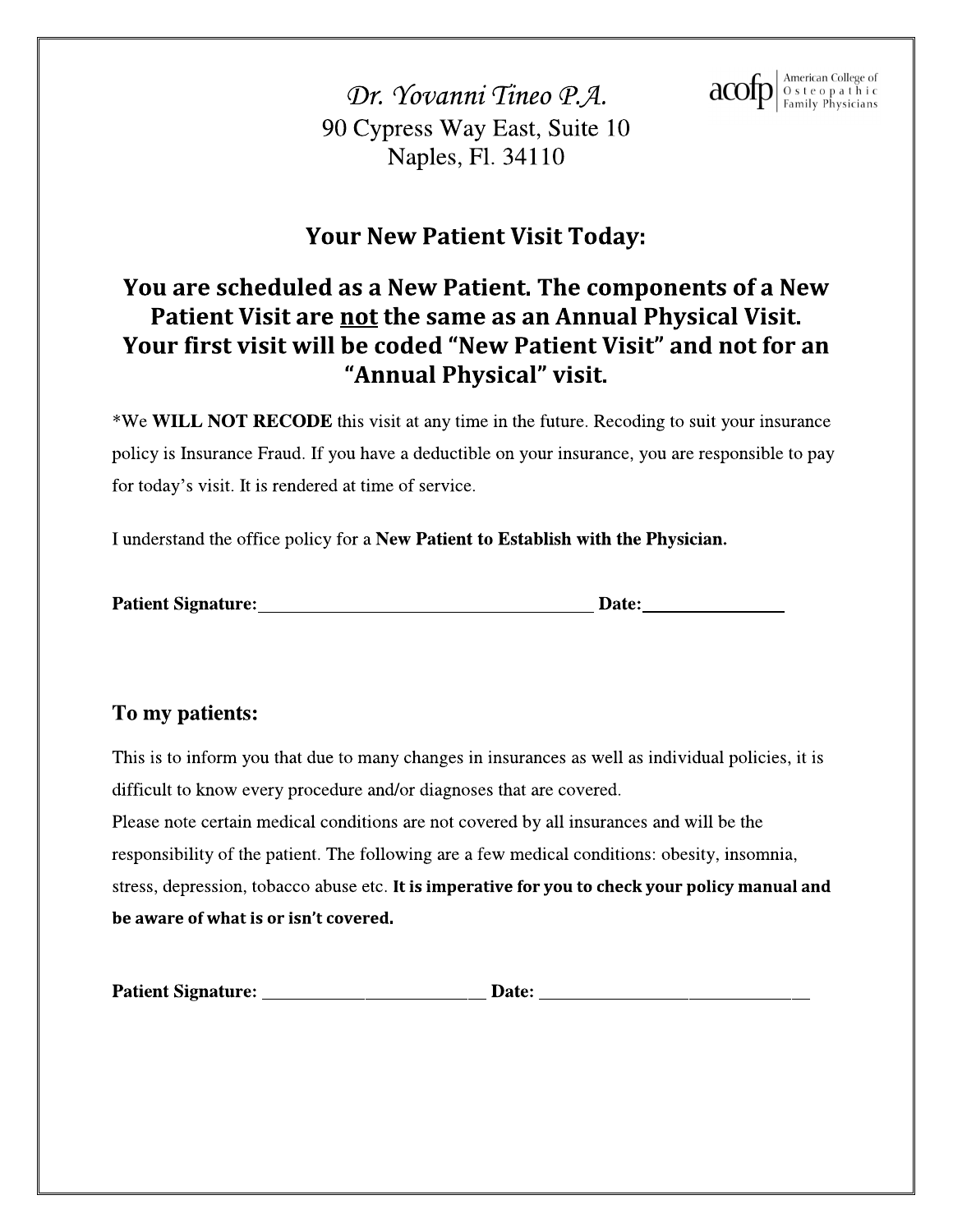*Dr. Yovanni Tineo P.A.*

90 Cypress Way East, Suite 10

Naples, Fl. 34110

American College of Osteopathic Family Physicians

## Your New Patient Visit Today:

## You are scheduled as a New Patient. The components of a New Patient Visit are not the same as an Annual Physical Visit. Your first visit will be coded "New Patient Visit" and not for an "Annual Physical" visit.

*We **WILL NOT RECODE** this visit at any time in the future. Recoding to suit your insurance policy is Insurance Fraud. If you have a deductible on your insurance, you are responsible to pay for today's visit. It is rendered at time of service.

I understand the office policy for a **New Patient to Establish with the Physician.**

**Patient Signature:**______________________________________ **Date:**________________

### To my patients:

This is to inform you that due to many changes in insurances as well as individual policies, it is difficult to know every procedure and/or diagnoses that are covered.

Please note certain medical conditions are not covered by all insurances and will be the responsibility of the patient. The following are a few medical conditions: obesity, insomnia, stress, depression, tobacco abuse etc. **It is imperative for you to check your policy manual and be aware of what is or isn't covered.**

**Patient Signature:** _________________________ **Date:** ______________________________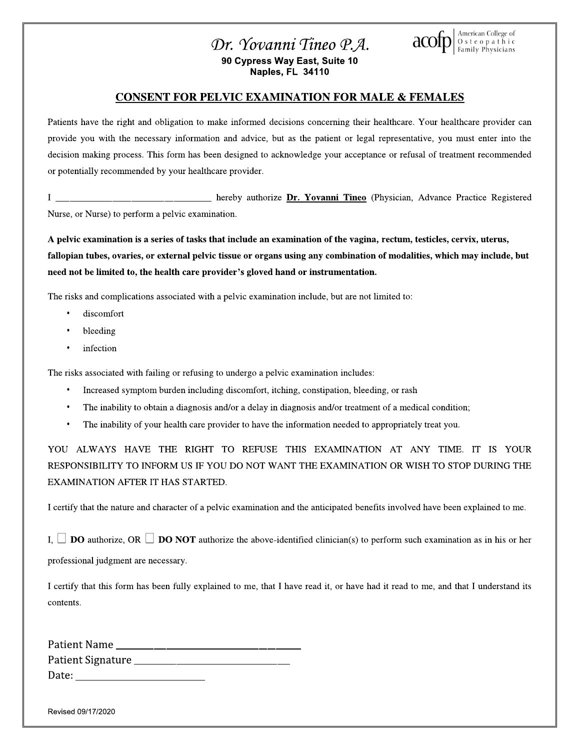# Dr. Yovanni Tineo P.A.

acofp | American College of Osteopathic Family Physicians

**90 Cypress Way East, Suite 10**
**Naples, FL 34110**

## CONSENT FOR PELVIC EXAMINATION FOR MALE & FEMALES

Patients have the right and obligation to make informed decisions concerning their healthcare. Your healthcare provider can provide you with the necessary information and advice, but as the patient or legal representative, you must enter into the decision making process. This form has been designed to acknowledge your acceptance or refusal of treatment recommended or potentially recommended by your healthcare provider.

I ________________________________ hereby authorize **Dr. Yovanni Tineo** (Physician, Advance Practice Registered Nurse, or Nurse) to perform a pelvic examination.

**A pelvic examination is a series of tasks that include an examination of the vagina, rectum, testicles, cervix, uterus, fallopian tubes, ovaries, or external pelvic tissue or organs using any combination of modalities, which may include, but need not be limited to, the health care provider's gloved hand or instrumentation.**

The risks and complications associated with a pelvic examination include, but are not limited to:

- discomfort
- bleeding
- infection

The risks associated with failing or refusing to undergo a pelvic examination includes:

- Increased symptom burden including discomfort, itching, constipation, bleeding, or rash
- The inability to obtain a diagnosis and/or a delay in diagnosis and/or treatment of a medical condition;
- The inability of your health care provider to have the information needed to appropriately treat you.

YOU ALWAYS HAVE THE RIGHT TO REFUSE THIS EXAMINATION AT ANY TIME. IT IS YOUR RESPONSIBILITY TO INFORM US IF YOU DO NOT WANT THE EXAMINATION OR WISH TO STOP DURING THE EXAMINATION AFTER IT HAS STARTED.

I certify that the nature and character of a pelvic examination and the anticipated benefits involved have been explained to me.

I, ☐ **DO** authorize, OR ☐ **DO NOT** authorize the above-identified clinician(s) to perform such examination as in his or her professional judgment are necessary.

I certify that this form has been fully explained to me, that I have read it, or have had it read to me, and that I understand its contents.

Patient Name ________________________________

Patient Signature ____________________________

Date: ______________________

Revised 09/17/2020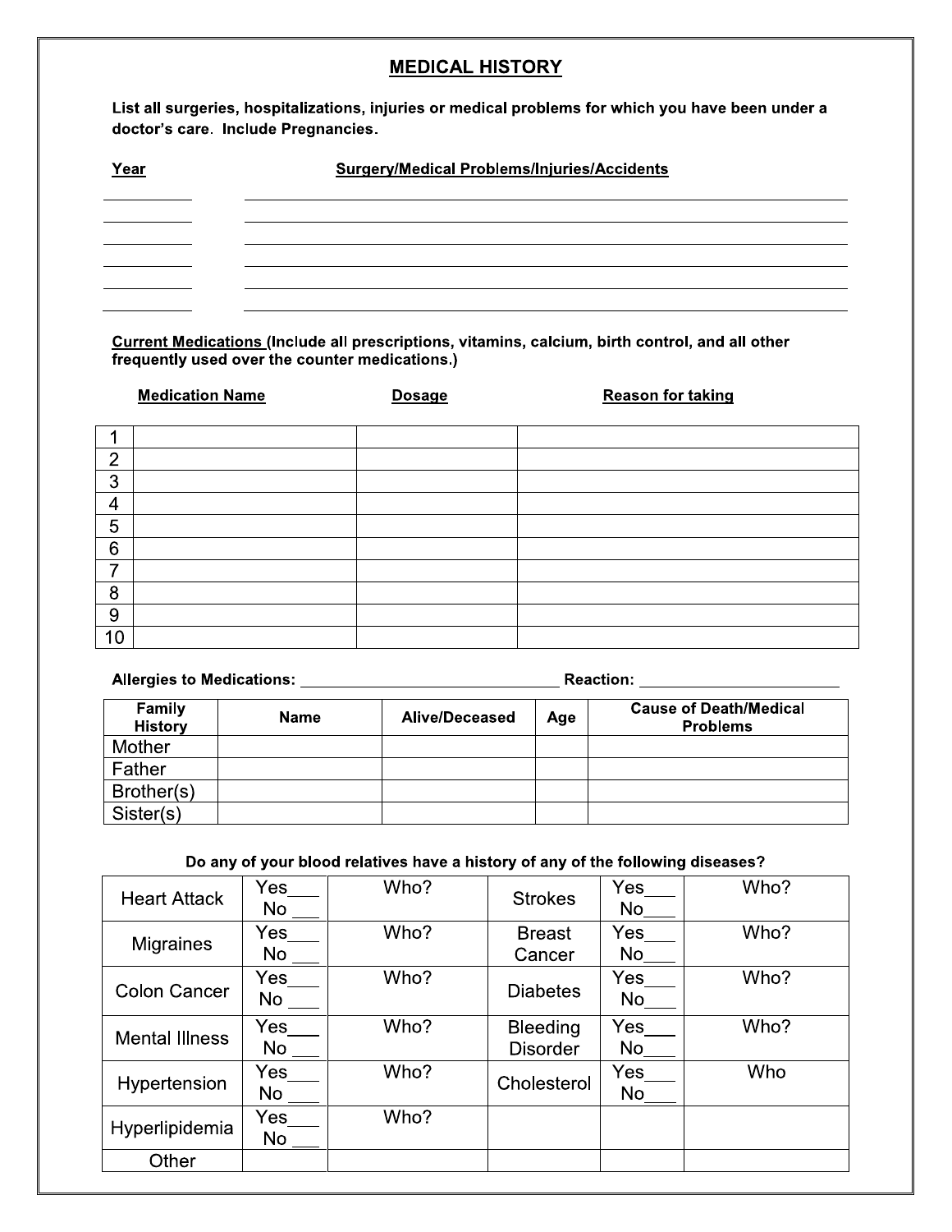## MEDICAL HISTORY

**List all surgeries, hospitalizations, injuries or medical problems for which you have been under a doctor's care. Include Pregnancies.**

| Year | Surgery/Medical Problems/Injuries/Accidents |
| --- | --- |
| | |
| | |
| | |
| | |
| | |
| | |

**Current Medications (Include all prescriptions, vitamins, calcium, birth control, and all other frequently used over the counter medications.)**

| | Medication Name | Dosage | Reason for taking |
| --- | --- | --- | --- |
| 1 | | | |
| 2 | | | |
| 3 | | | |
| 4 | | | |
| 5 | | | |
| 6 | | | |
| 7 | | | |
| 8 | | | |
| 9 | | | |
| 10 | | | |

**Allergies to Medications:** ______________________________ **Reaction:** ______________________

| Family History | Name | Alive/Deceased | Age | Cause of Death/Medical Problems |
| --- | --- | --- | --- | --- |
| Mother | | | | |
| Father | | | | |
| Brother(s) | | | | |
| Sister(s) | | | | |

**Do any of your blood relatives have a history of any of the following diseases?**

| | | | | | |
| --- | --- | --- | --- | --- | --- |
| Heart Attack | Yes___ No ___ | Who? | Strokes | Yes___ No___ | Who? |
| Migraines | Yes___ No ___ | Who? | Breast Cancer | Yes___ No___ | Who? |
| Colon Cancer | Yes___ No ___ | Who? | Diabetes | Yes___ No___ | Who? |
| Mental Illness | Yes___ No ___ | Who? | Bleeding Disorder | Yes___ No___ | Who? |
| Hypertension | Yes___ No ___ | Who? | Cholesterol | Yes___ No___ | Who |
| Hyperlipidemia | Yes___ No ___ | Who? | | | |
| Other | | | | | |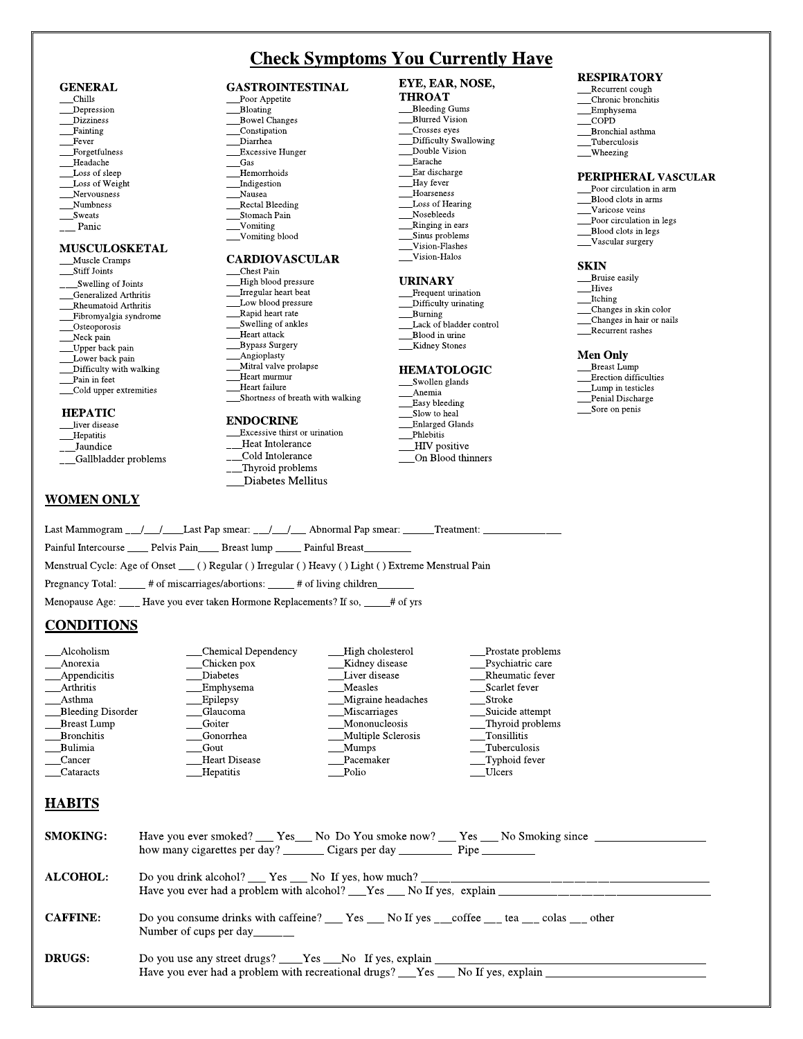# Check Symptoms You Currently Have

### GENERAL
___Chills
___Depression
___Dizziness
___Fainting
___Fever
___Forgetfulness
___Headache
___Loss of sleep
___Loss of Weight
___Nervousness
___Numbness
___Sweats
___ Panic

### MUSCULOSKETAL
___Muscle Cramps
___Stiff Joints
___Swelling of Joints
___Generalized Arthritis
___Rheumatoid Arthritis
___Fibromyalgia syndrome
___Osteoporosis
___Neck pain
___Upper back pain
___Lower back pain
___Difficulty with walking
___Pain in feet
___Cold upper extremities

### HEPATIC
___liver disease
___Hepatitis
___Jaundice
___Gallbladder problems

### GASTROINTESTINAL
___Poor Appetite
___Bloating
___Bowel Changes
___Constipation
___Diarrhea
___Excessive Hunger
___Gas
___Hemorrhoids
___Indigestion
___Nausea
___Rectal Bleeding
___Stomach Pain
___Vomiting
___Vomiting blood

### CARDIOVASCULAR
___Chest Pain
___High blood pressure
___Irregular heart beat
___Low blood pressure
___Rapid heart rate
___Swelling of ankles
___Heart attack
___Bypass Surgery
___Angioplasty
___Mitral valve prolapse
___Heart murmur
___Heart failure
___Shortness of breath with walking

### ENDOCRINE
___Excessive thirst or urination
___Heat Intolerance
___Cold Intolerance
___Thyroid problems
___Diabetes Mellitus

### EYE, EAR, NOSE, THROAT
___Bleeding Gums
___Blurred Vision
___Crosses eyes
___Difficulty Swallowing
___Double Vision
___Earache
___Ear discharge
___Hay fever
___Hoarseness
___Loss of Hearing
___Nosebleeds
___Ringing in ears
___Sinus problems
___Vision-Flashes
___Vision-Halos

### URINARY
___Frequent urination
___Difficulty urinating
___Burning
___Lack of bladder control
___Blood in urine
___Kidney Stones

### HEMATOLOGIC
___Swollen glands
___Anemia
___Easy bleeding
___Slow to heal
___Enlarged Glands
___Phlebitis
___HIV positive
___On Blood thinners

### RESPIRATORY
___Recurrent cough
___Chronic bronchitis
___Emphysema
___COPD
___Bronchial asthma
___Tuberculosis
___Wheezing

### PERIPHERAL VASCULAR
___Poor circulation in arm
___Blood clots in arms
___Varicose veins
___Poor circulation in legs
___Blood clots in legs
___Vascular surgery

### SKIN
___Bruise easily
___Hives
___Itching
___Changes in skin color
___Changes in hair or nails
___Recurrent rashes

### Men Only
___Breast Lump
___Erection difficulties
___Lump in testicles
___Penial Discharge
___Sore on penis

## WOMEN ONLY

Last Mammogram ___/___/____Last Pap smear: ___/___/___ Abnormal Pap smear: ______Treatment: _______________

Painful Intercourse ____ Pelvis Pain____ Breast lump _____ Painful Breast_________

Menstrual Cycle: Age of Onset ___ ( ) Regular ( ) Irregular ( ) Heavy ( ) Light ( ) Extreme Menstrual Pain

Pregnancy Total: _____ # of miscarriages/abortions: _____ # of living children_______

Menopause Age: ____ Have you ever taken Hormone Replacements? If so, _____# of yrs

## CONDITIONS

___Alcoholism
___Anorexia
___Appendicitis
___Arthritis
___Asthma
___Bleeding Disorder
___Breast Lump
___Bronchitis
___Bulimia
___Cancer
___Cataracts
___Chemical Dependency
___Chicken pox
___Diabetes
___Emphysema
___Epilepsy
___Glaucoma
___Goiter
___Gonorrhea
___Gout
___Heart Disease
___Hepatitis
___High cholesterol
___Kidney disease
___Liver disease
___Measles
___Migraine headaches
___Miscarriages
___Mononucleosis
___Multiple Sclerosis
___Mumps
___Pacemaker
___Polio
___Prostate problems
___Psychiatric care
___Rheumatic fever
___Scarlet fever
___Stroke
___Suicide attempt
___Thyroid problems
___Tonsillitis
___Tuberculosis
___Typhoid fever
___Ulcers

## HABITS

**SMOKING:** Have you ever smoked? ___ Yes___ No Do You smoke now? ___ Yes ___ No Smoking since ___________________
how many cigarettes per day? _______ Cigars per day _________ Pipe _________

**ALCOHOL:** Do you drink alcohol? ___ Yes ___ No If yes, how much? ______________________________________________
Have you ever had a problem with alcohol? ___Yes ___ No If yes, explain ______________________________

**CAFFINE:** Do you consume drinks with caffeine? ___ Yes ___ No If yes ___coffee ___ tea ___ colas ___ other
Number of cups per day_______

**DRUGS:** Do you use any street drugs? ____Yes ___No If yes, explain ______________________________________________
Have you ever had a problem with recreational drugs? ___Yes ___ No If yes, explain ___________________________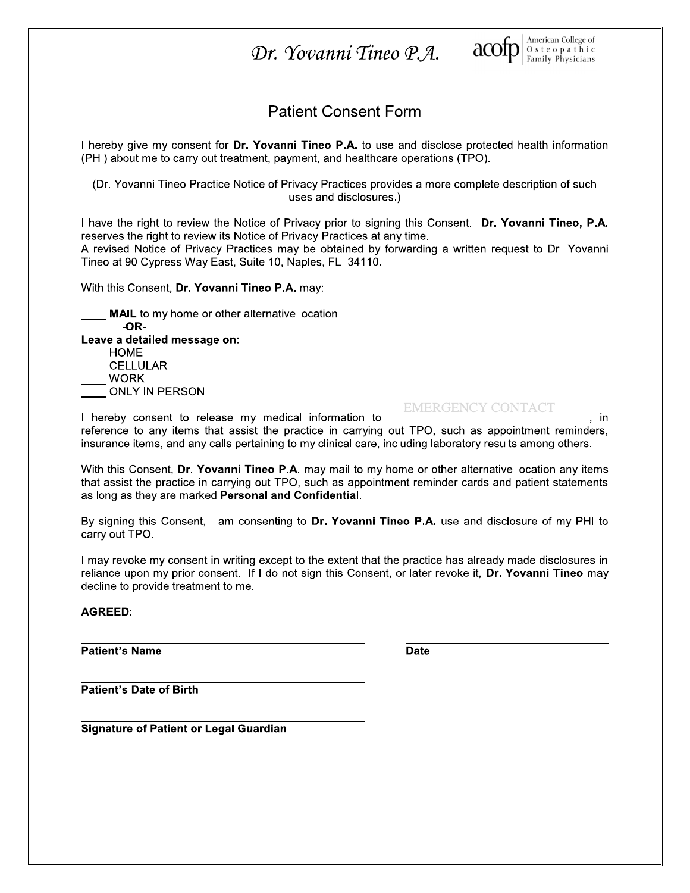Dr. Yovanni Tineo P.A. acofp | American College of Osteopathic Family Physicians

# Patient Consent Form

I hereby give my consent for **Dr. Yovanni Tineo P.A.** to use and disclose protected health information (PHI) about me to carry out treatment, payment, and healthcare operations (TPO).

(Dr. Yovanni Tineo Practice Notice of Privacy Practices provides a more complete description of such uses and disclosures.)

I have the right to review the Notice of Privacy prior to signing this Consent. **Dr. Yovanni Tineo, P.A.** reserves the right to review its Notice of Privacy Practices at any time.
A revised Notice of Privacy Practices may be obtained by forwarding a written request to Dr. Yovanni Tineo at 90 Cypress Way East, Suite 10, Naples, FL 34110.

With this Consent, **Dr. Yovanni Tineo P.A.** may:

____ **MAIL** to my home or other alternative location
**-OR-**
**Leave a detailed message on:**
____ HOME
____ CELLULAR
____ WORK
____ ONLY IN PERSON

I hereby consent to release my medical information to ______EMERGENCY CONTACT______, in reference to any items that assist the practice in carrying out TPO, such as appointment reminders, insurance items, and any calls pertaining to my clinical care, including laboratory results among others.

With this Consent, **Dr. Yovanni Tineo P.A**. may mail to my home or other alternative location any items that assist the practice in carrying out TPO, such as appointment reminder cards and patient statements as long as they are marked **Personal and Confidential**.

By signing this Consent, I am consenting to **Dr. Yovanni Tineo P.A.** use and disclosure of my PHI to carry out TPO.

I may revoke my consent in writing except to the extent that the practice has already made disclosures in reliance upon my prior consent. If I do not sign this Consent, or later revoke it, **Dr. Yovanni Tineo** may decline to provide treatment to me.

**AGREED**:

______________________________ **Patient's Name** ______________________________ **Date**

______________________________ **Patient's Date of Birth**

______________________________ **Signature of Patient or Legal Guardian**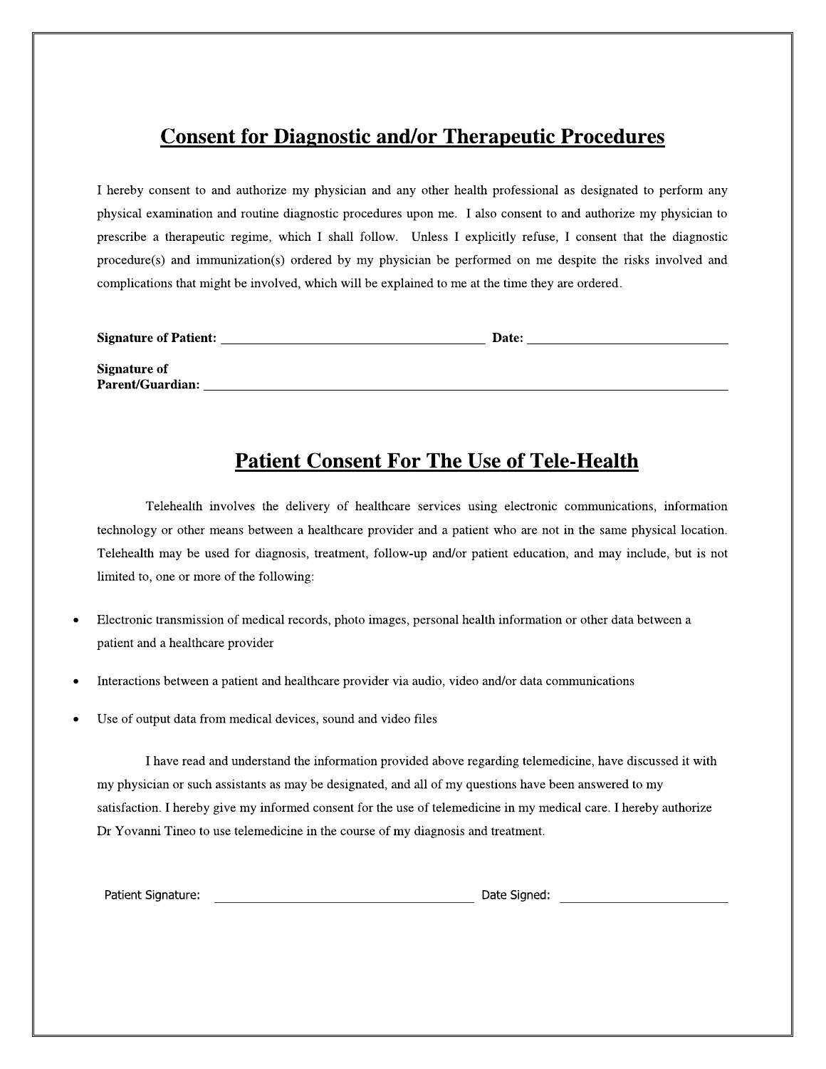## Consent for Diagnostic and/or Therapeutic Procedures

I hereby consent to and authorize my physician and any other health professional as designated to perform any physical examination and routine diagnostic procedures upon me. I also consent to and authorize my physician to prescribe a therapeutic regime, which I shall follow. Unless I explicitly refuse, I consent that the diagnostic procedure(s) and immunization(s) ordered by my physician be performed on me despite the risks involved and complications that might be involved, which will be explained to me at the time they are ordered.

**Signature of Patient:** ________________________________ **Date:** ________________________

**Signature of Parent/Guardian:** ____________________________________________________________

## Patient Consent For The Use of Tele-Health

Telehealth involves the delivery of healthcare services using electronic communications, information technology or other means between a healthcare provider and a patient who are not in the same physical location. Telehealth may be used for diagnosis, treatment, follow-up and/or patient education, and may include, but is not limited to, one or more of the following:

- Electronic transmission of medical records, photo images, personal health information or other data between a patient and a healthcare provider
- Interactions between a patient and healthcare provider via audio, video and/or data communications
- Use of output data from medical devices, sound and video files

I have read and understand the information provided above regarding telemedicine, have discussed it with my physician or such assistants as may be designated, and all of my questions have been answered to my satisfaction. I hereby give my informed consent for the use of telemedicine in my medical care. I hereby authorize Dr Yovanni Tineo to use telemedicine in the course of my diagnosis and treatment.

Patient Signature: ________________________________ Date Signed: ________________________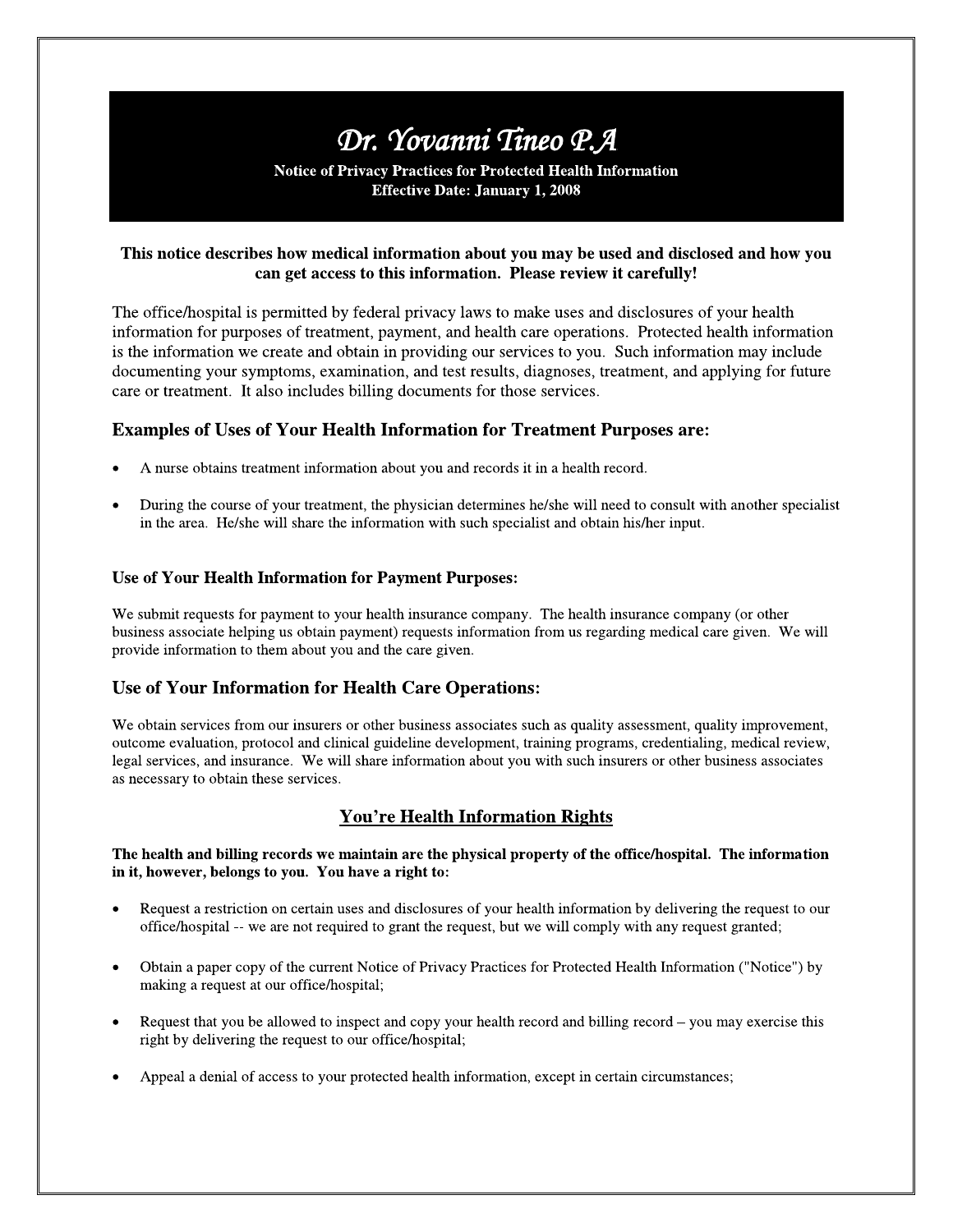# *Dr. Yovanni Tineo P.A*

**Notice of Privacy Practices for Protected Health Information**
**Effective Date: January 1, 2008**

**This notice describes how medical information about you may be used and disclosed and how you can get access to this information. Please review it carefully!**

The office/hospital is permitted by federal privacy laws to make uses and disclosures of your health information for purposes of treatment, payment, and health care operations. Protected health information is the information we create and obtain in providing our services to you. Such information may include documenting your symptoms, examination, and test results, diagnoses, treatment, and applying for future care or treatment. It also includes billing documents for those services.

## Examples of Uses of Your Health Information for Treatment Purposes are:

- A nurse obtains treatment information about you and records it in a health record.
- During the course of your treatment, the physician determines he/she will need to consult with another specialist in the area. He/she will share the information with such specialist and obtain his/her input.

### Use of Your Health Information for Payment Purposes:

We submit requests for payment to your health insurance company. The health insurance company (or other business associate helping us obtain payment) requests information from us regarding medical care given. We will provide information to them about you and the care given.

## Use of Your Information for Health Care Operations:

We obtain services from our insurers or other business associates such as quality assessment, quality improvement, outcome evaluation, protocol and clinical guideline development, training programs, credentialing, medical review, legal services, and insurance. We will share information about you with such insurers or other business associates as necessary to obtain these services.

## You're Health Information Rights

**The health and billing records we maintain are the physical property of the office/hospital. The information in it, however, belongs to you. You have a right to:**

- Request a restriction on certain uses and disclosures of your health information by delivering the request to our office/hospital -- we are not required to grant the request, but we will comply with any request granted;
- Obtain a paper copy of the current Notice of Privacy Practices for Protected Health Information ("Notice") by making a request at our office/hospital;
- Request that you be allowed to inspect and copy your health record and billing record – you may exercise this right by delivering the request to our office/hospital;
- Appeal a denial of access to your protected health information, except in certain circumstances;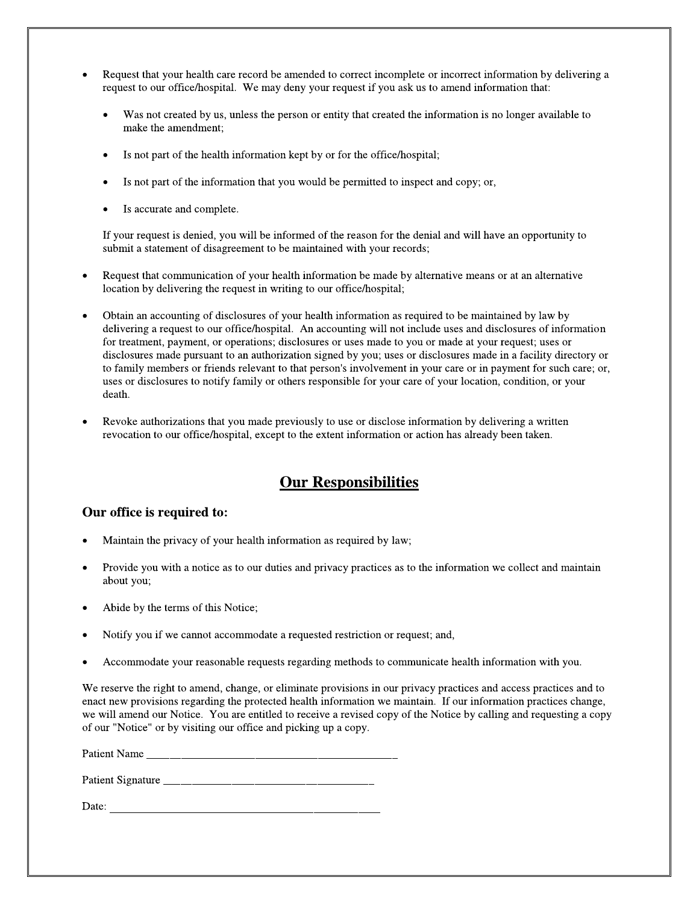- Request that your health care record be amended to correct incomplete or incorrect information by delivering a request to our office/hospital. We may deny your request if you ask us to amend information that:

  - Was not created by us, unless the person or entity that created the information is no longer available to make the amendment;

  - Is not part of the health information kept by or for the office/hospital;

  - Is not part of the information that you would be permitted to inspect and copy; or,

  - Is accurate and complete.

  If your request is denied, you will be informed of the reason for the denial and will have an opportunity to submit a statement of disagreement to be maintained with your records;

- Request that communication of your health information be made by alternative means or at an alternative location by delivering the request in writing to our office/hospital;

- Obtain an accounting of disclosures of your health information as required to be maintained by law by delivering a request to our office/hospital. An accounting will not include uses and disclosures of information for treatment, payment, or operations; disclosures or uses made to you or made at your request; uses or disclosures made pursuant to an authorization signed by you; uses or disclosures made in a facility directory or to family members or friends relevant to that person's involvement in your care or in payment for such care; or, uses or disclosures to notify family or others responsible for your care of your location, condition, or your death.

- Revoke authorizations that you made previously to use or disclose information by delivering a written revocation to our office/hospital, except to the extent information or action has already been taken.

## Our Responsibilities

### Our office is required to:

- Maintain the privacy of your health information as required by law;

- Provide you with a notice as to our duties and privacy practices as to the information we collect and maintain about you;

- Abide by the terms of this Notice;

- Notify you if we cannot accommodate a requested restriction or request; and,

- Accommodate your reasonable requests regarding methods to communicate health information with you.

We reserve the right to amend, change, or eliminate provisions in our privacy practices and access practices and to enact new provisions regarding the protected health information we maintain. If our information practices change, we will amend our Notice. You are entitled to receive a revised copy of the Notice by calling and requesting a copy of our "Notice" or by visiting our office and picking up a copy.

Patient Name ______________________________________________

Patient Signature ______________________________________

Date: ________________________________________________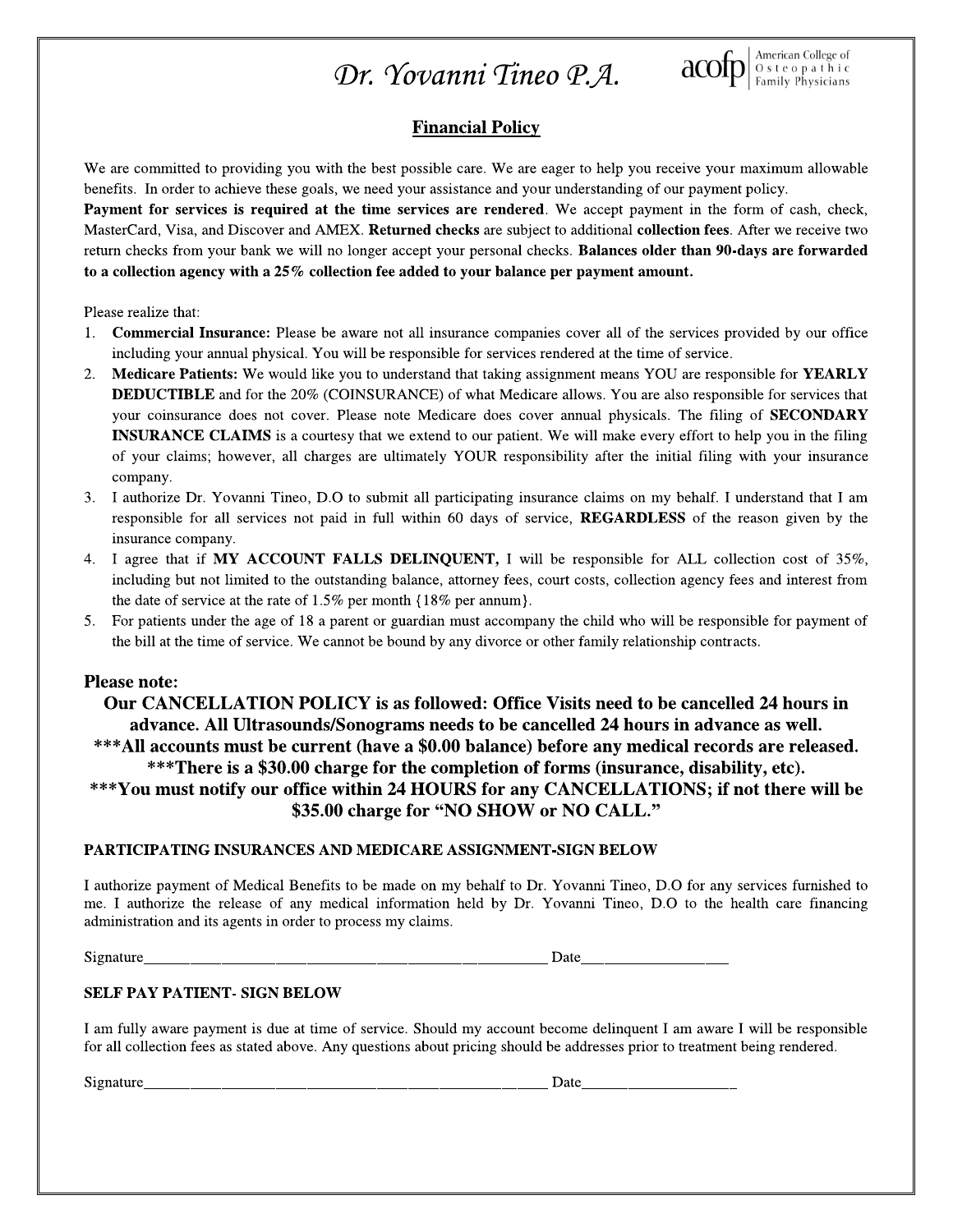# *Dr. Yovanni Tineo P.A.*

acofp | American College of Osteopathic Family Physicians

## Financial Policy

We are committed to providing you with the best possible care. We are eager to help you receive your maximum allowable benefits. In order to achieve these goals, we need your assistance and your understanding of our payment policy.
**Payment for services is required at the time services are rendered**. We accept payment in the form of cash, check, MasterCard, Visa, and Discover and AMEX. **Returned checks** are subject to additional **collection fees**. After we receive two return checks from your bank we will no longer accept your personal checks. **Balances older than 90-days are forwarded to a collection agency with a 25% collection fee added to your balance per payment amount.**

Please realize that:

1. **Commercial Insurance:** Please be aware not all insurance companies cover all of the services provided by our office including your annual physical. You will be responsible for services rendered at the time of service.
2. **Medicare Patients:** We would like you to understand that taking assignment means YOU are responsible for **YEARLY DEDUCTIBLE** and for the 20% (COINSURANCE) of what Medicare allows. You are also responsible for services that your coinsurance does not cover. Please note Medicare does cover annual physicals. The filing of **SECONDARY INSURANCE CLAIMS** is a courtesy that we extend to our patient. We will make every effort to help you in the filing of your claims; however, all charges are ultimately YOUR responsibility after the initial filing with your insurance company.
3. I authorize Dr. Yovanni Tineo, D.O to submit all participating insurance claims on my behalf. I understand that I am responsible for all services not paid in full within 60 days of service, **REGARDLESS** of the reason given by the insurance company.
4. I agree that if **MY ACCOUNT FALLS DELINQUENT,** I will be responsible for ALL collection cost of 35%, including but not limited to the outstanding balance, attorney fees, court costs, collection agency fees and interest from the date of service at the rate of 1.5% per month {18% per annum}.
5. For patients under the age of 18 a parent or guardian must accompany the child who will be responsible for payment of the bill at the time of service. We cannot be bound by any divorce or other family relationship contracts.

### Please note:

**Our CANCELLATION POLICY is as followed: Office Visits need to be cancelled 24 hours in advance. All Ultrasounds/Sonograms needs to be cancelled 24 hours in advance as well.**
**\*\*\*All accounts must be current (have a $0.00 balance) before any medical records are released.**
**\*\*\*There is a $30.00 charge for the completion of forms (insurance, disability, etc).**
**\*\*\*You must notify our office within 24 HOURS for any CANCELLATIONS; if not there will be $35.00 charge for "NO SHOW or NO CALL."**

**PARTICIPATING INSURANCES AND MEDICARE ASSIGNMENT-SIGN BELOW**

I authorize payment of Medical Benefits to be made on my behalf to Dr. Yovanni Tineo, D.O for any services furnished to me. I authorize the release of any medical information held by Dr. Yovanni Tineo, D.O to the health care financing administration and its agents in order to process my claims.

Signature_______________________________________________ Date__________________

**SELF PAY PATIENT- SIGN BELOW**

I am fully aware payment is due at time of service. Should my account become delinquent I am aware I will be responsible for all collection fees as stated above. Any questions about pricing should be addresses prior to treatment being rendered.

Signature_______________________________________________ Date__________________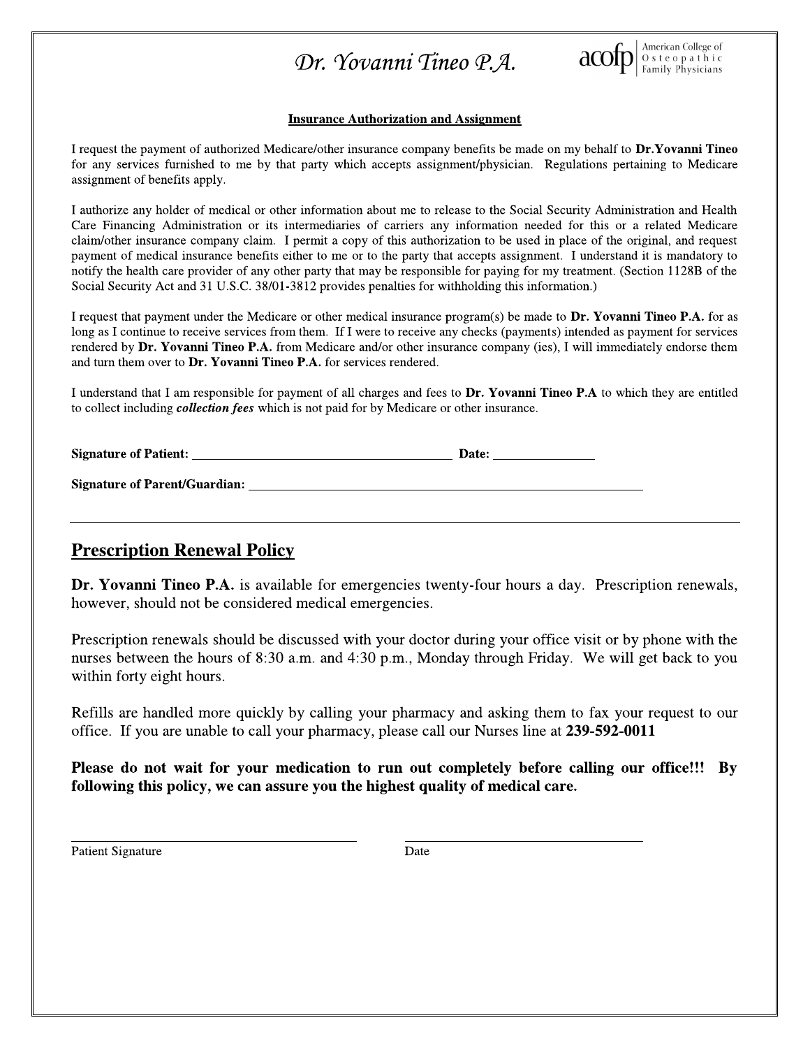# Dr. Yovanni Tineo P.A.

acofp | American College of Osteopathic Family Physicians

**Insurance Authorization and Assignment**

I request the payment of authorized Medicare/other insurance company benefits be made on my behalf to **Dr.Yovanni Tineo** for any services furnished to me by that party which accepts assignment/physician. Regulations pertaining to Medicare assignment of benefits apply.

I authorize any holder of medical or other information about me to release to the Social Security Administration and Health Care Financing Administration or its intermediaries of carriers any information needed for this or a related Medicare claim/other insurance company claim. I permit a copy of this authorization to be used in place of the original, and request payment of medical insurance benefits either to me or to the party that accepts assignment. I understand it is mandatory to notify the health care provider of any other party that may be responsible for paying for my treatment. (Section 1128B of the Social Security Act and 31 U.S.C. 38/01-3812 provides penalties for withholding this information.)

I request that payment under the Medicare or other medical insurance program(s) be made to **Dr. Yovanni Tineo P.A.** for as long as I continue to receive services from them. If I were to receive any checks (payments) intended as payment for services rendered by **Dr. Yovanni Tineo P.A.** from Medicare and/or other insurance company (ies), I will immediately endorse them and turn them over to **Dr. Yovanni Tineo P.A.** for services rendered.

I understand that I am responsible for payment of all charges and fees to **Dr. Yovanni Tineo P.A** to which they are entitled to collect including ***collection fees*** which is not paid for by Medicare or other insurance.

**Signature of Patient:** ______________________________ **Date:** ____________

**Signature of Parent/Guardian:** ______________________________________________

---

## Prescription Renewal Policy

**Dr. Yovanni Tineo P.A.** is available for emergencies twenty-four hours a day. Prescription renewals, however, should not be considered medical emergencies.

Prescription renewals should be discussed with your doctor during your office visit or by phone with the nurses between the hours of 8:30 a.m. and 4:30 p.m., Monday through Friday. We will get back to you within forty eight hours.

Refills are handled more quickly by calling your pharmacy and asking them to fax your request to our office. If you are unable to call your pharmacy, please call our Nurses line at **239-592-0011**

**Please do not wait for your medication to run out completely before calling our office!!! By following this policy, we can assure you the highest quality of medical care.**

______________________________ ______________________________

Patient Signature Date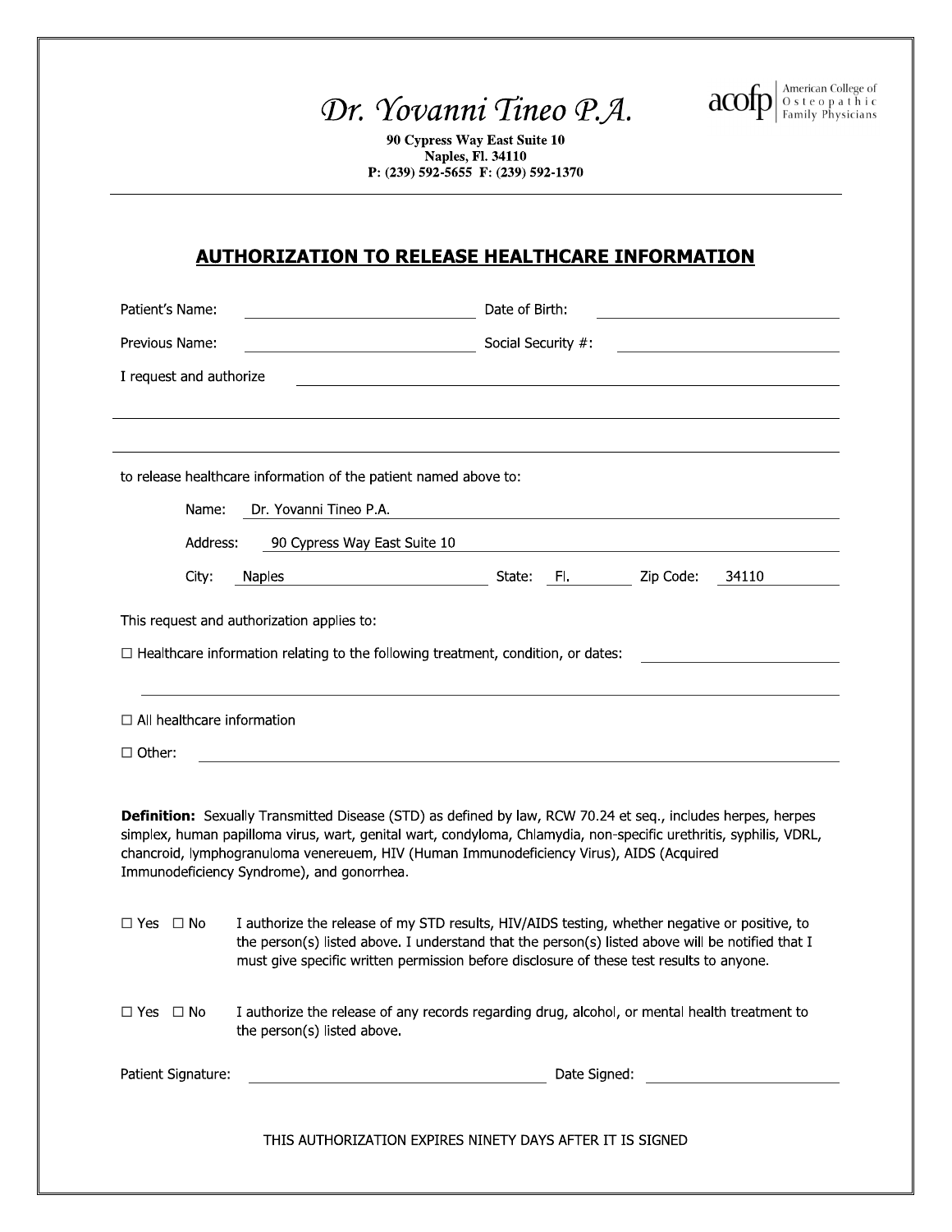# Dr. Yovanni Tineo P.A.

acofp | American College of Osteopathic Family Physicians

**90 Cypress Way East Suite 10**
**Naples, Fl. 34110**
**P: (239) 592-5655 F: (239) 592-1370**

## AUTHORIZATION TO RELEASE HEALTHCARE INFORMATION

Patient's Name: ____________________ Date of Birth: ____________________

Previous Name: ____________________ Social Security #: ____________________

I request and authorize ________________________________________

________________________________________

________________________________________

to release healthcare information of the patient named above to:

Name: Dr. Yovanni Tineo P.A.

Address: 90 Cypress Way East Suite 10

City: Naples State: Fl. Zip Code: 34110

This request and authorization applies to:

☐ Healthcare information relating to the following treatment, condition, or dates: ____________________

________________________________________

☐ All healthcare information

☐ Other: ________________________________________

**Definition:** Sexually Transmitted Disease (STD) as defined by law, RCW 70.24 et seq., includes herpes, herpes simplex, human papilloma virus, wart, genital wart, condyloma, Chlamydia, non-specific urethritis, syphilis, VDRL, chancroid, lymphogranuloma venereuem, HIV (Human Immunodeficiency Virus), AIDS (Acquired Immunodeficiency Syndrome), and gonorrhea.

☐ Yes ☐ No I authorize the release of my STD results, HIV/AIDS testing, whether negative or positive, to the person(s) listed above. I understand that the person(s) listed above will be notified that I must give specific written permission before disclosure of these test results to anyone.

☐ Yes ☐ No I authorize the release of any records regarding drug, alcohol, or mental health treatment to the person(s) listed above.

Patient Signature: ____________________ Date Signed: ____________________

THIS AUTHORIZATION EXPIRES NINETY DAYS AFTER IT IS SIGNED